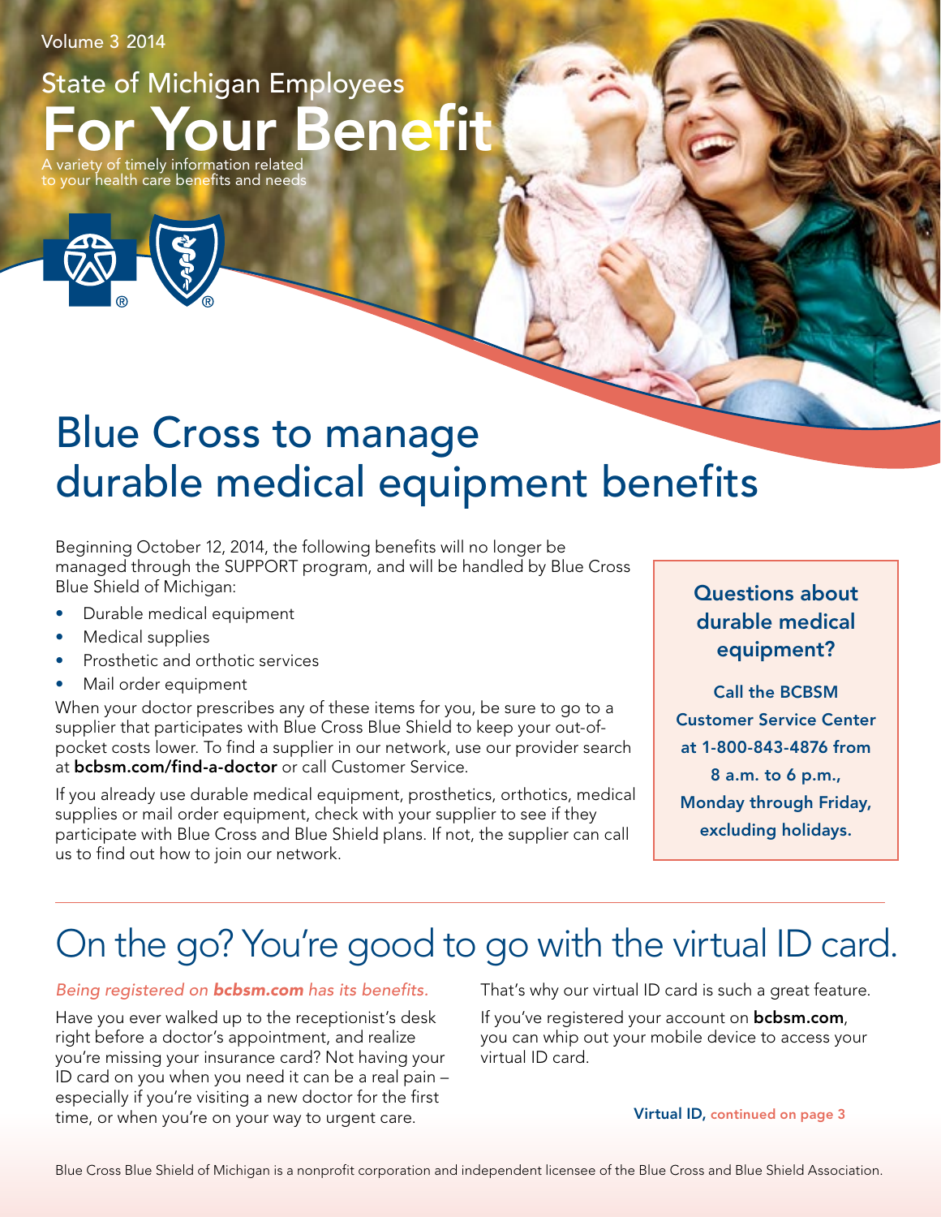Volume 3 2014

State of Michigan Employees

# For Your Benefit

A variety of timely information related to your health care benefits and needs

## Blue Cross to manage durable medical equipment benefits

Beginning October 12, 2014, the following benefits will no longer be managed through the SUPPORT program, and will be handled by Blue Cross Blue Shield of Michigan:

- Durable medical equipment
- Medical supplies
- Prosthetic and orthotic services
- Mail order equipment

When your doctor prescribes any of these items for you, be sure to go to a supplier that participates with Blue Cross Blue Shield to keep your out-of-pocket costs lower. To find a supplier in our network, use our provider search at **bcbsm.com/find-a-doctor** or call Customer Service.

If you already use durable medical equipment, prosthetics, orthotics, medical supplies or mail order equipment, check with your supplier to see if they participate with Blue Cross and Blue Shield plans. If not, the supplier can call us to find out how to join our network.

### Questions about durable medical equipment?

**Call the BCBSM Customer Service Center at 1-800-843-4876 from 8 a.m. to 6 p.m., Monday through Friday, excluding holidays.**

## On the go? You're good to go with the virtual ID card.

*Being registered on **bcbsm.com** has its benefits.*

Have you ever walked up to the receptionist's desk right before a doctor's appointment, and realize you're missing your insurance card? Not having your ID card on you when you need it can be a real pain – especially if you're visiting a new doctor for the first time, or when you're on your way to urgent care.

That's why our virtual ID card is such a great feature.

If you've registered your account on **bcbsm.com**, you can whip out your mobile device to access your virtual ID card.

**Virtual ID, continued on page 3**

Blue Cross Blue Shield of Michigan is a nonprofit corporation and independent licensee of the Blue Cross and Blue Shield Association.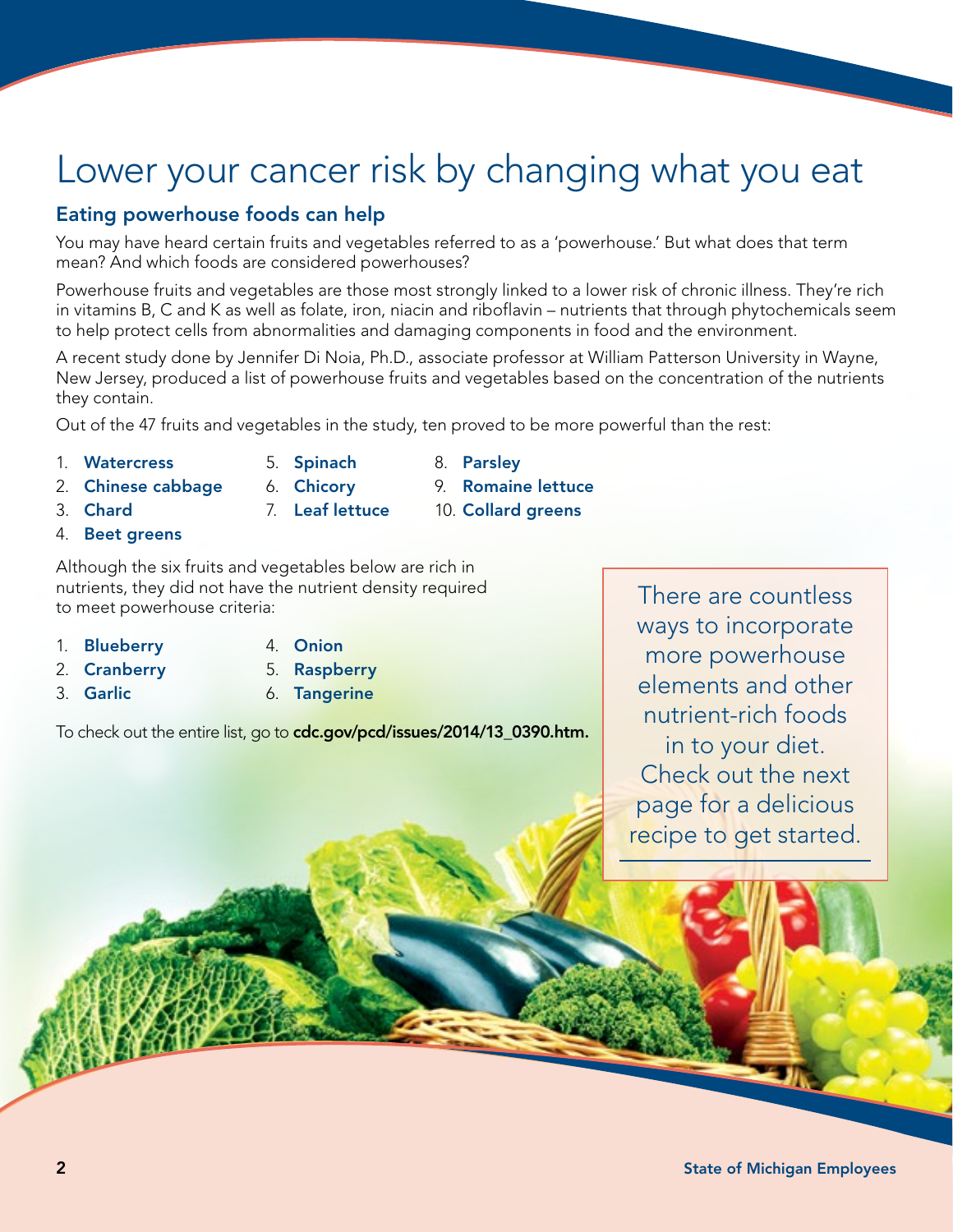# Lower your cancer risk by changing what you eat

## Eating powerhouse foods can help

You may have heard certain fruits and vegetables referred to as a 'powerhouse.' But what does that term mean? And which foods are considered powerhouses?

Powerhouse fruits and vegetables are those most strongly linked to a lower risk of chronic illness. They're rich in vitamins B, C and K as well as folate, iron, niacin and riboflavin – nutrients that through phytochemicals seem to help protect cells from abnormalities and damaging components in food and the environment.

A recent study done by Jennifer Di Noia, Ph.D., associate professor at William Patterson University in Wayne, New Jersey, produced a list of powerhouse fruits and vegetables based on the concentration of the nutrients they contain.

Out of the 47 fruits and vegetables in the study, ten proved to be more powerful than the rest:

1. **Watercress**
2. **Chinese cabbage**
3. **Chard**
4. **Beet greens**
5. **Spinach**
6. **Chicory**
7. **Leaf lettuce**
8. **Parsley**
9. **Romaine lettuce**
10. **Collard greens**

Although the six fruits and vegetables below are rich in nutrients, they did not have the nutrient density required to meet powerhouse criteria:

1. **Blueberry**
2. **Cranberry**
3. **Garlic**
4. **Onion**
5. **Raspberry**
6. **Tangerine**

To check out the entire list, go to **cdc.gov/pcd/issues/2014/13_0390.htm.**

There are countless ways to incorporate more powerhouse elements and other nutrient-rich foods in to your diet. Check out the next page for a delicious recipe to get started.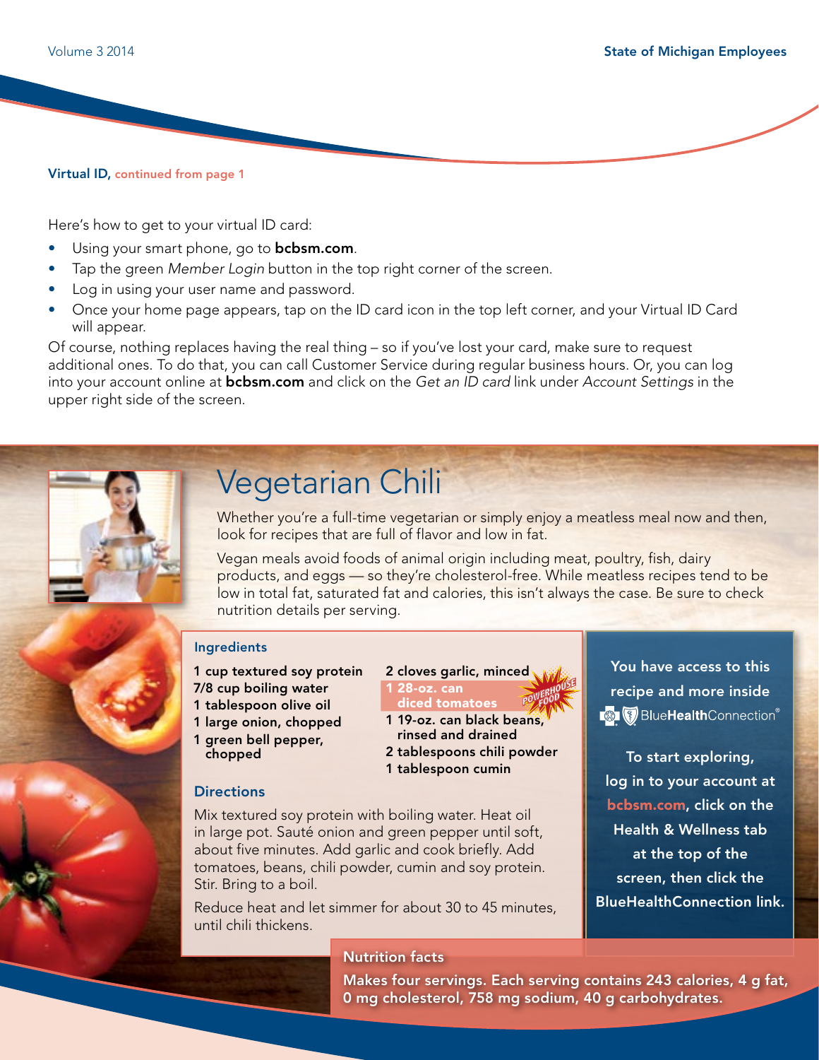**Virtual ID,** continued from page 1

Here's how to get to your virtual ID card:

- Using your smart phone, go to **bcbsm.com**.
- Tap the green *Member Login* button in the top right corner of the screen.
- Log in using your user name and password.
- Once your home page appears, tap on the ID card icon in the top left corner, and your Virtual ID Card will appear.

Of course, nothing replaces having the real thing – so if you've lost your card, make sure to request additional ones. To do that, you can call Customer Service during regular business hours. Or, you can log into your account online at **bcbsm.com** and click on the *Get an ID card* link under *Account Settings* in the upper right side of the screen.

# Vegetarian Chili

Whether you're a full-time vegetarian or simply enjoy a meatless meal now and then, look for recipes that are full of flavor and low in fat.

Vegan meals avoid foods of animal origin including meat, poultry, fish, dairy products, and eggs — so they're cholesterol-free. While meatless recipes tend to be low in total fat, saturated fat and calories, this isn't always the case. Be sure to check nutrition details per serving.

## Ingredients

**1 cup textured soy protein**
**7/8 cup boiling water**
**1 tablespoon olive oil**
**1 large onion, chopped**
**1 green bell pepper, chopped**
**2 cloves garlic, minced**
**1 28-oz. can diced tomatoes** (POWERHOUSE FOOD)
**1 19-oz. can black beans, rinsed and drained**
**2 tablespoons chili powder**
**1 tablespoon cumin**

## Directions

Mix textured soy protein with boiling water. Heat oil in large pot. Sauté onion and green pepper until soft, about five minutes. Add garlic and cook briefly. Add tomatoes, beans, chili powder, cumin and soy protein. Stir. Bring to a boil.

Reduce heat and let simmer for about 30 to 45 minutes, until chili thickens.

**You have access to this recipe and more inside BlueHealthConnection®**

**To start exploring, log in to your account at bcbsm.com, click on the Health & Wellness tab at the top of the screen, then click the BlueHealthConnection link.**

## Nutrition facts

**Makes four servings. Each serving contains 243 calories, 4 g fat, 0 mg cholesterol, 758 mg sodium, 40 g carbohydrates.**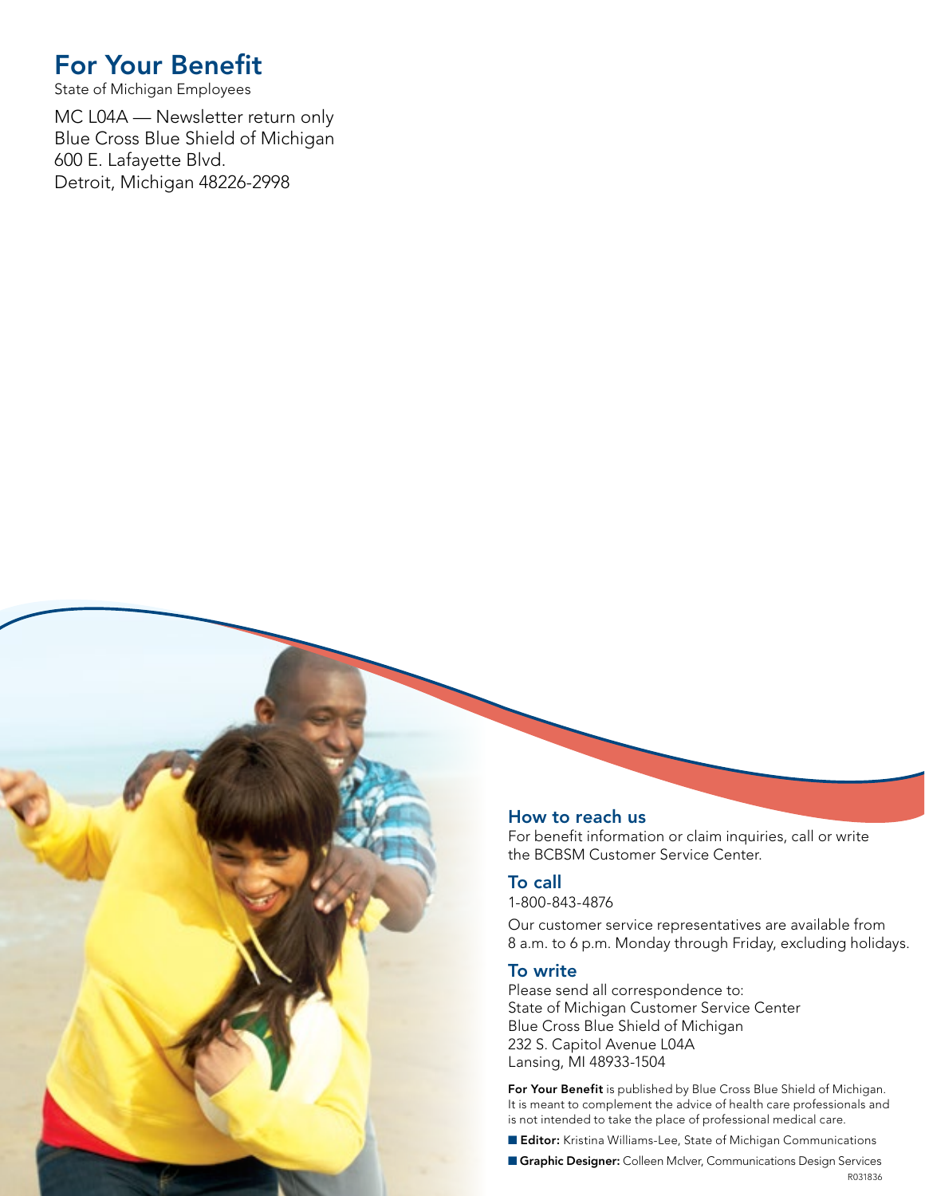# For Your Benefit

State of Michigan Employees

MC L04A — Newsletter return only
Blue Cross Blue Shield of Michigan
600 E. Lafayette Blvd.
Detroit, Michigan 48226-2998

## How to reach us

For benefit information or claim inquiries, call or write the BCBSM Customer Service Center.

## To call

1-800-843-4876

Our customer service representatives are available from 8 a.m. to 6 p.m. Monday through Friday, excluding holidays.

## To write

Please send all correspondence to:
State of Michigan Customer Service Center
Blue Cross Blue Shield of Michigan
232 S. Capitol Avenue L04A
Lansing, MI 48933-1504

**For Your Benefit** is published by Blue Cross Blue Shield of Michigan. It is meant to complement the advice of health care professionals and is not intended to take the place of professional medical care.

- **Editor:** Kristina Williams-Lee, State of Michigan Communications
- **Graphic Designer:** Colleen McIver, Communications Design Services

R031836